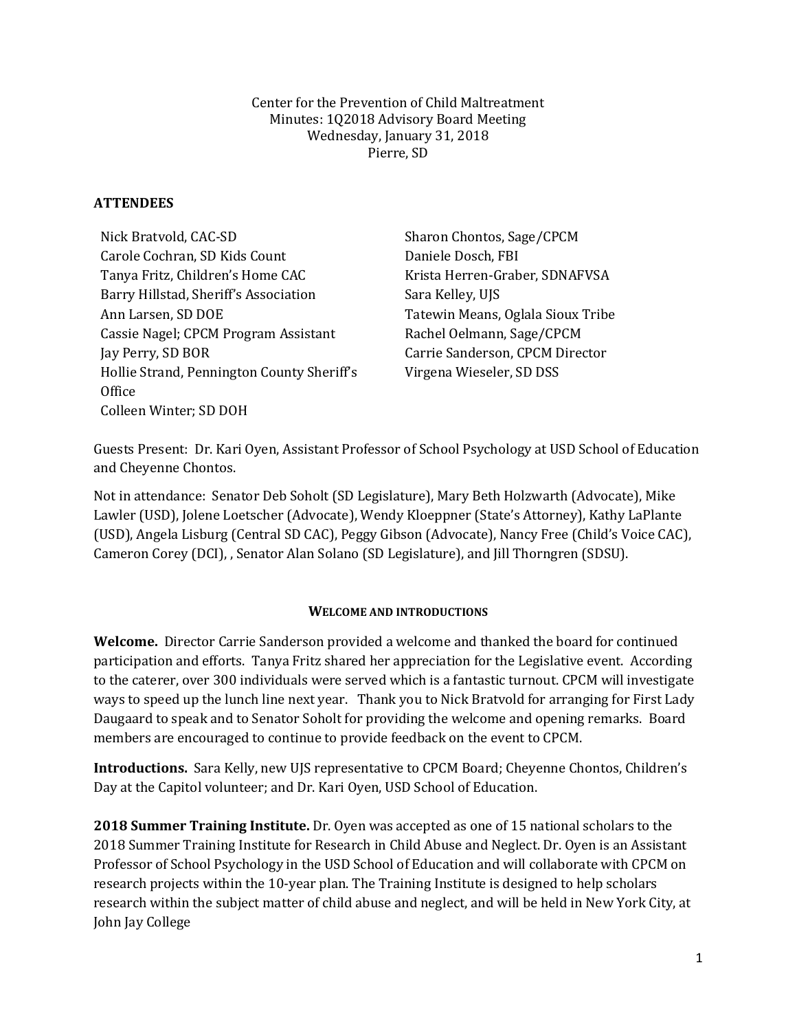Center for the Prevention of Child Maltreatment
Minutes: 1Q2018 Advisory Board Meeting
Wednesday, January 31, 2018
Pierre, SD

## ATTENDEES

Nick Bratvold, CAC-SD
Carole Cochran, SD Kids Count
Tanya Fritz, Children's Home CAC
Barry Hillstad, Sheriff's Association
Ann Larsen, SD DOE
Cassie Nagel; CPCM Program Assistant
Jay Perry, SD BOR
Hollie Strand, Pennington County Sheriff's Office
Colleen Winter; SD DOH
Sharon Chontos, Sage/CPCM
Daniele Dosch, FBI
Krista Herren-Graber, SDNAFVSA
Sara Kelley, UJS
Tatewin Means, Oglala Sioux Tribe
Rachel Oelmann, Sage/CPCM
Carrie Sanderson, CPCM Director
Virgena Wieseler, SD DSS

Guests Present: Dr. Kari Oyen, Assistant Professor of School Psychology at USD School of Education and Cheyenne Chontos.

Not in attendance: Senator Deb Soholt (SD Legislature), Mary Beth Holzwarth (Advocate), Mike Lawler (USD), Jolene Loetscher (Advocate), Wendy Kloeppner (State's Attorney), Kathy LaPlante (USD), Angela Lisburg (Central SD CAC), Peggy Gibson (Advocate), Nancy Free (Child's Voice CAC), Cameron Corey (DCI), , Senator Alan Solano (SD Legislature), and Jill Thorngren (SDSU).

## WELCOME AND INTRODUCTIONS

**Welcome.** Director Carrie Sanderson provided a welcome and thanked the board for continued participation and efforts. Tanya Fritz shared her appreciation for the Legislative event. According to the caterer, over 300 individuals were served which is a fantastic turnout. CPCM will investigate ways to speed up the lunch line next year. Thank you to Nick Bratvold for arranging for First Lady Daugaard to speak and to Senator Soholt for providing the welcome and opening remarks. Board members are encouraged to continue to provide feedback on the event to CPCM.

**Introductions.** Sara Kelly, new UJS representative to CPCM Board; Cheyenne Chontos, Children's Day at the Capitol volunteer; and Dr. Kari Oyen, USD School of Education.

**2018 Summer Training Institute.** Dr. Oyen was accepted as one of 15 national scholars to the 2018 Summer Training Institute for Research in Child Abuse and Neglect. Dr. Oyen is an Assistant Professor of School Psychology in the USD School of Education and will collaborate with CPCM on research projects within the 10-year plan. The Training Institute is designed to help scholars research within the subject matter of child abuse and neglect, and will be held in New York City, at John Jay College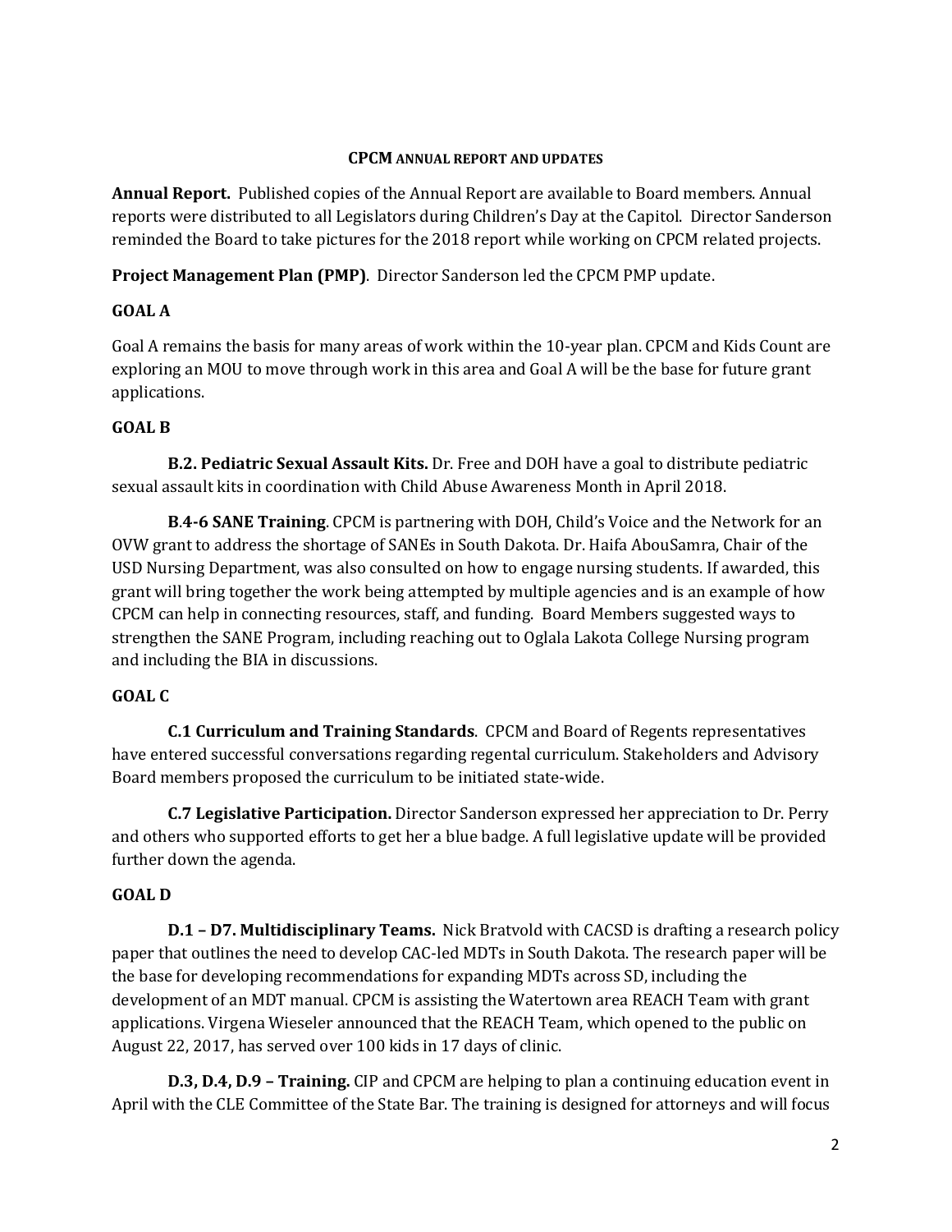## CPCM ANNUAL REPORT AND UPDATES

**Annual Report.** Published copies of the Annual Report are available to Board members. Annual reports were distributed to all Legislators during Children's Day at the Capitol. Director Sanderson reminded the Board to take pictures for the 2018 report while working on CPCM related projects.

**Project Management Plan (PMP)**. Director Sanderson led the CPCM PMP update.

### GOAL A

Goal A remains the basis for many areas of work within the 10-year plan. CPCM and Kids Count are exploring an MOU to move through work in this area and Goal A will be the base for future grant applications.

### GOAL B

**B.2. Pediatric Sexual Assault Kits.** Dr. Free and DOH have a goal to distribute pediatric sexual assault kits in coordination with Child Abuse Awareness Month in April 2018.

**B.4-6 SANE Training**. CPCM is partnering with DOH, Child's Voice and the Network for an OVW grant to address the shortage of SANEs in South Dakota. Dr. Haifa AbouSamra, Chair of the USD Nursing Department, was also consulted on how to engage nursing students. If awarded, this grant will bring together the work being attempted by multiple agencies and is an example of how CPCM can help in connecting resources, staff, and funding. Board Members suggested ways to strengthen the SANE Program, including reaching out to Oglala Lakota College Nursing program and including the BIA in discussions.

### GOAL C

**C.1 Curriculum and Training Standards**. CPCM and Board of Regents representatives have entered successful conversations regarding regental curriculum. Stakeholders and Advisory Board members proposed the curriculum to be initiated state-wide.

**C.7 Legislative Participation.** Director Sanderson expressed her appreciation to Dr. Perry and others who supported efforts to get her a blue badge. A full legislative update will be provided further down the agenda.

### GOAL D

**D.1 – D7. Multidisciplinary Teams.** Nick Bratvold with CACSD is drafting a research policy paper that outlines the need to develop CAC-led MDTs in South Dakota. The research paper will be the base for developing recommendations for expanding MDTs across SD, including the development of an MDT manual. CPCM is assisting the Watertown area REACH Team with grant applications. Virgena Wieseler announced that the REACH Team, which opened to the public on August 22, 2017, has served over 100 kids in 17 days of clinic.

**D.3, D.4, D.9 – Training.** CIP and CPCM are helping to plan a continuing education event in April with the CLE Committee of the State Bar. The training is designed for attorneys and will focus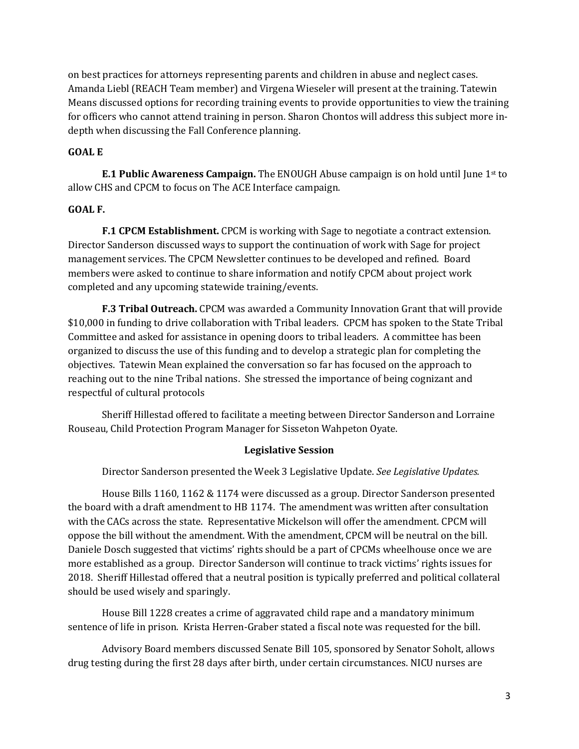on best practices for attorneys representing parents and children in abuse and neglect cases. Amanda Liebl (REACH Team member) and Virgena Wieseler will present at the training. Tatewin Means discussed options for recording training events to provide opportunities to view the training for officers who cannot attend training in person. Sharon Chontos will address this subject more in-depth when discussing the Fall Conference planning.

**GOAL E**

**E.1 Public Awareness Campaign.** The ENOUGH Abuse campaign is on hold until June 1st to allow CHS and CPCM to focus on The ACE Interface campaign.

**GOAL F.**

**F.1 CPCM Establishment.** CPCM is working with Sage to negotiate a contract extension. Director Sanderson discussed ways to support the continuation of work with Sage for project management services. The CPCM Newsletter continues to be developed and refined. Board members were asked to continue to share information and notify CPCM about project work completed and any upcoming statewide training/events.

**F.3 Tribal Outreach.** CPCM was awarded a Community Innovation Grant that will provide $10,000 in funding to drive collaboration with Tribal leaders. CPCM has spoken to the State Tribal Committee and asked for assistance in opening doors to tribal leaders. A committee has been organized to discuss the use of this funding and to develop a strategic plan for completing the objectives. Tatewin Mean explained the conversation so far has focused on the approach to reaching out to the nine Tribal nations. She stressed the importance of being cognizant and respectful of cultural protocols

Sheriff Hillestad offered to facilitate a meeting between Director Sanderson and Lorraine Rouseau, Child Protection Program Manager for Sisseton Wahpeton Oyate.

**Legislative Session**

Director Sanderson presented the Week 3 Legislative Update. *See Legislative Updates.*

House Bills 1160, 1162 & 1174 were discussed as a group. Director Sanderson presented the board with a draft amendment to HB 1174. The amendment was written after consultation with the CACs across the state. Representative Mickelson will offer the amendment. CPCM will oppose the bill without the amendment. With the amendment, CPCM will be neutral on the bill. Daniele Dosch suggested that victims' rights should be a part of CPCMs wheelhouse once we are more established as a group. Director Sanderson will continue to track victims' rights issues for 2018. Sheriff Hillestad offered that a neutral position is typically preferred and political collateral should be used wisely and sparingly.

House Bill 1228 creates a crime of aggravated child rape and a mandatory minimum sentence of life in prison. Krista Herren-Graber stated a fiscal note was requested for the bill.

Advisory Board members discussed Senate Bill 105, sponsored by Senator Soholt, allows drug testing during the first 28 days after birth, under certain circumstances. NICU nurses are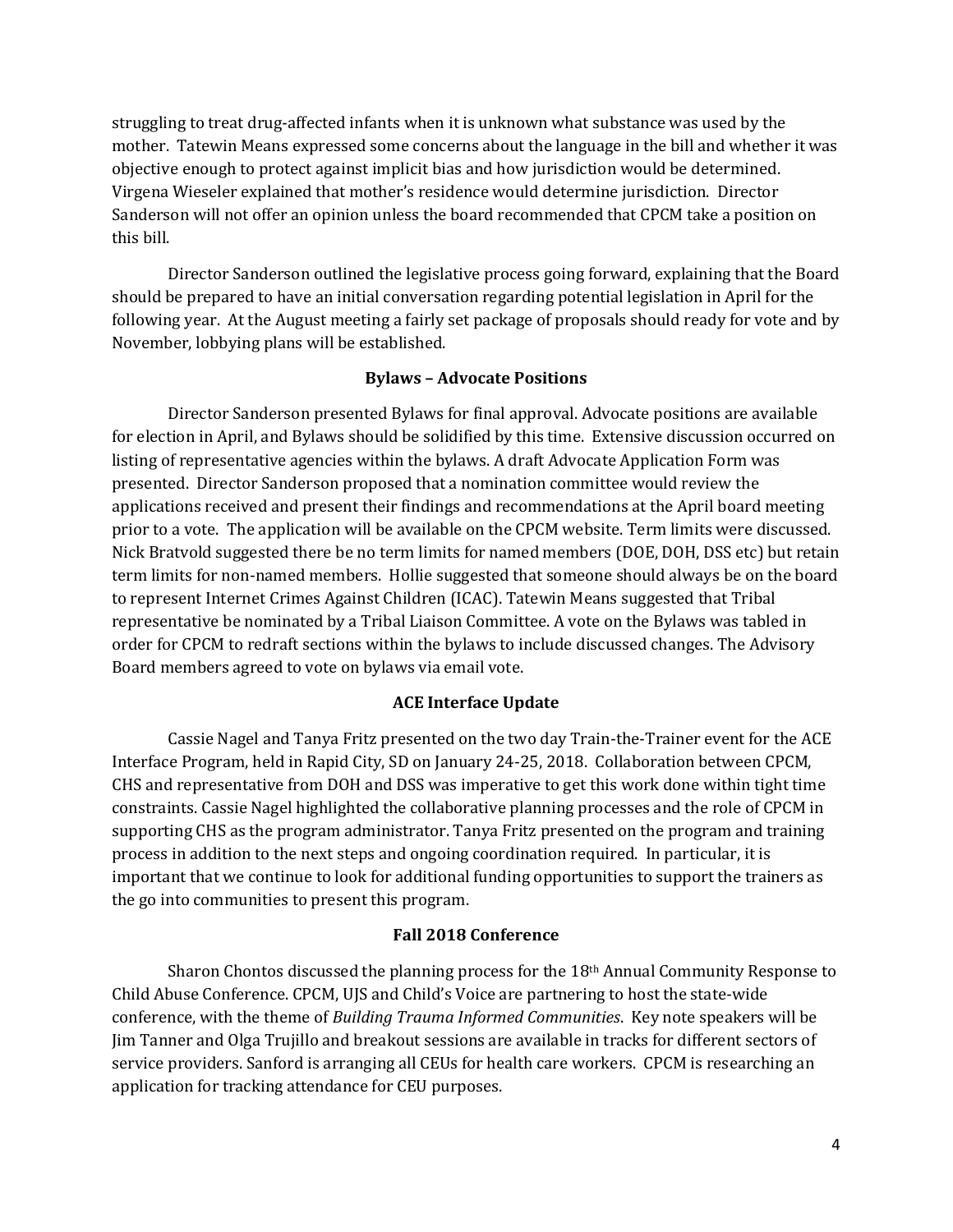struggling to treat drug-affected infants when it is unknown what substance was used by the mother. Tatewin Means expressed some concerns about the language in the bill and whether it was objective enough to protect against implicit bias and how jurisdiction would be determined. Virgena Wieseler explained that mother's residence would determine jurisdiction. Director Sanderson will not offer an opinion unless the board recommended that CPCM take a position on this bill.

Director Sanderson outlined the legislative process going forward, explaining that the Board should be prepared to have an initial conversation regarding potential legislation in April for the following year. At the August meeting a fairly set package of proposals should ready for vote and by November, lobbying plans will be established.

### Bylaws – Advocate Positions

Director Sanderson presented Bylaws for final approval. Advocate positions are available for election in April, and Bylaws should be solidified by this time. Extensive discussion occurred on listing of representative agencies within the bylaws. A draft Advocate Application Form was presented. Director Sanderson proposed that a nomination committee would review the applications received and present their findings and recommendations at the April board meeting prior to a vote. The application will be available on the CPCM website. Term limits were discussed. Nick Bratvold suggested there be no term limits for named members (DOE, DOH, DSS etc) but retain term limits for non-named members. Hollie suggested that someone should always be on the board to represent Internet Crimes Against Children (ICAC). Tatewin Means suggested that Tribal representative be nominated by a Tribal Liaison Committee. A vote on the Bylaws was tabled in order for CPCM to redraft sections within the bylaws to include discussed changes. The Advisory Board members agreed to vote on bylaws via email vote.

### ACE Interface Update

Cassie Nagel and Tanya Fritz presented on the two day Train-the-Trainer event for the ACE Interface Program, held in Rapid City, SD on January 24-25, 2018. Collaboration between CPCM, CHS and representative from DOH and DSS was imperative to get this work done within tight time constraints. Cassie Nagel highlighted the collaborative planning processes and the role of CPCM in supporting CHS as the program administrator. Tanya Fritz presented on the program and training process in addition to the next steps and ongoing coordination required. In particular, it is important that we continue to look for additional funding opportunities to support the trainers as the go into communities to present this program.

### Fall 2018 Conference

Sharon Chontos discussed the planning process for the 18th Annual Community Response to Child Abuse Conference. CPCM, UJS and Child's Voice are partnering to host the state-wide conference, with the theme of *Building Trauma Informed Communities*. Key note speakers will be Jim Tanner and Olga Trujillo and breakout sessions are available in tracks for different sectors of service providers. Sanford is arranging all CEUs for health care workers. CPCM is researching an application for tracking attendance for CEU purposes.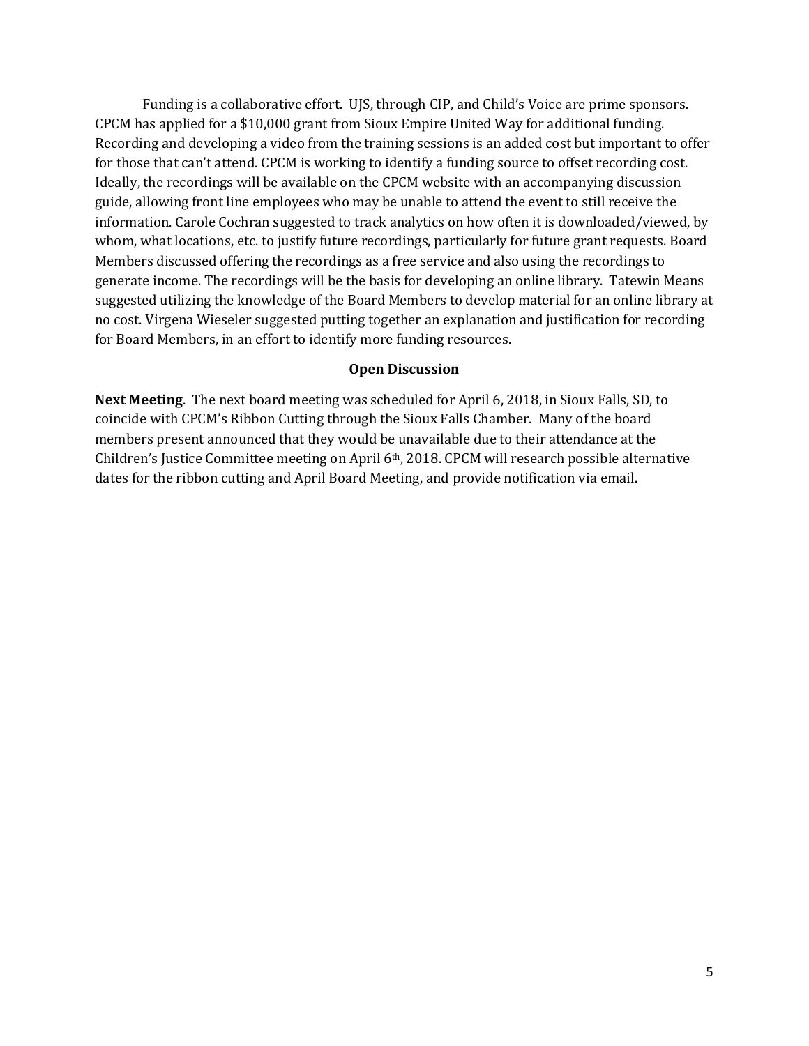Funding is a collaborative effort. UJS, through CIP, and Child's Voice are prime sponsors. CPCM has applied for a $10,000 grant from Sioux Empire United Way for additional funding. Recording and developing a video from the training sessions is an added cost but important to offer for those that can't attend. CPCM is working to identify a funding source to offset recording cost. Ideally, the recordings will be available on the CPCM website with an accompanying discussion guide, allowing front line employees who may be unable to attend the event to still receive the information. Carole Cochran suggested to track analytics on how often it is downloaded/viewed, by whom, what locations, etc. to justify future recordings, particularly for future grant requests. Board Members discussed offering the recordings as a free service and also using the recordings to generate income. The recordings will be the basis for developing an online library. Tatewin Means suggested utilizing the knowledge of the Board Members to develop material for an online library at no cost. Virgena Wieseler suggested putting together an explanation and justification for recording for Board Members, in an effort to identify more funding resources.

**Open Discussion**

**Next Meeting**. The next board meeting was scheduled for April 6, 2018, in Sioux Falls, SD, to coincide with CPCM's Ribbon Cutting through the Sioux Falls Chamber. Many of the board members present announced that they would be unavailable due to their attendance at the Children's Justice Committee meeting on April 6th, 2018. CPCM will research possible alternative dates for the ribbon cutting and April Board Meeting, and provide notification via email.